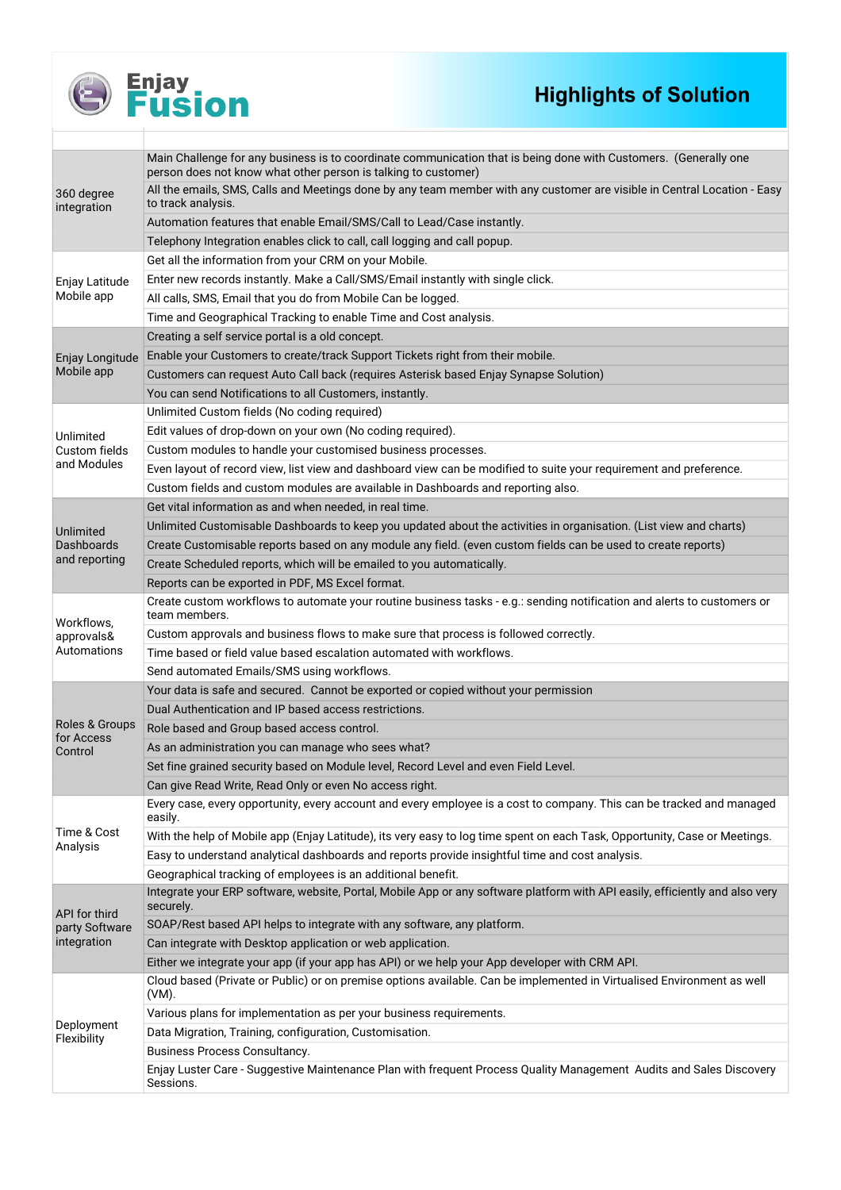# Enjay Fusion

## Highlights of Solution

| | |
|---|---|
| 360 degree integration | Main Challenge for any business is to coordinate communication that is being done with Customers. (Generally one person does not know what other person is talking to customer) |
| | All the emails, SMS, Calls and Meetings done by any team member with any customer are visible in Central Location - Easy to track analysis. |
| | Automation features that enable Email/SMS/Call to Lead/Case instantly. |
| | Telephony Integration enables click to call, call logging and call popup. |
| Enjay Latitude Mobile app | Get all the information from your CRM on your Mobile. |
| | Enter new records instantly. Make a Call/SMS/Email instantly with single click. |
| | All calls, SMS, Email that you do from Mobile Can be logged. |
| | Time and Geographical Tracking to enable Time and Cost analysis. |
| Enjay Longitude Mobile app | Creating a self service portal is a old concept. |
| | Enable your Customers to create/track Support Tickets right from their mobile. |
| | Customers can request Auto Call back (requires Asterisk based Enjay Synapse Solution) |
| | You can send Notifications to all Customers, instantly. |
| Unlimited Custom fields and Modules | Unlimited Custom fields (No coding required) |
| | Edit values of drop-down on your own (No coding required). |
| | Custom modules to handle your customised business processes. |
| | Even layout of record view, list view and dashboard view can be modified to suite your requirement and preference. |
| | Custom fields and custom modules are available in Dashboards and reporting also. |
| Unlimited Dashboards and reporting | Get vital information as and when needed, in real time. |
| | Unlimited Customisable Dashboards to keep you updated about the activities in organisation. (List view and charts) |
| | Create Customisable reports based on any module any field. (even custom fields can be used to create reports) |
| | Create Scheduled reports, which will be emailed to you automatically. |
| | Reports can be exported in PDF, MS Excel format. |
| Workflows, approvals& Automations | Create custom workflows to automate your routine business tasks - e.g.: sending notification and alerts to customers or team members. |
| | Custom approvals and business flows to make sure that process is followed correctly. |
| | Time based or field value based escalation automated with workflows. |
| | Send automated Emails/SMS using workflows. |
| Roles & Groups for Access Control | Your data is safe and secured. Cannot be exported or copied without your permission |
| | Dual Authentication and IP based access restrictions. |
| | Role based and Group based access control. |
| | As an administration you can manage who sees what? |
| | Set fine grained security based on Module level, Record Level and even Field Level. |
| | Can give Read Write, Read Only or even No access right. |
| Time & Cost Analysis | Every case, every opportunity, every account and every employee is a cost to company. This can be tracked and managed easily. |
| | With the help of Mobile app (Enjay Latitude), its very easy to log time spent on each Task, Opportunity, Case or Meetings. |
| | Easy to understand analytical dashboards and reports provide insightful time and cost analysis. |
| | Geographical tracking of employees is an additional benefit. |
| API for third party Software integration | Integrate your ERP software, website, Portal, Mobile App or any software platform with API easily, efficiently and also very securely. |
| | SOAP/Rest based API helps to integrate with any software, any platform. |
| | Can integrate with Desktop application or web application. |
| | Either we integrate your app (if your app has API) or we help your App developer with CRM API. |
| Deployment Flexibility | Cloud based (Private or Public) or on premise options available. Can be implemented in Virtualised Environment as well (VM). |
| | Various plans for implementation as per your business requirements. |
| | Data Migration, Training, configuration, Customisation. |
| | Business Process Consultancy. |
| | Enjay Luster Care - Suggestive Maintenance Plan with frequent Process Quality Management Audits and Sales Discovery Sessions. |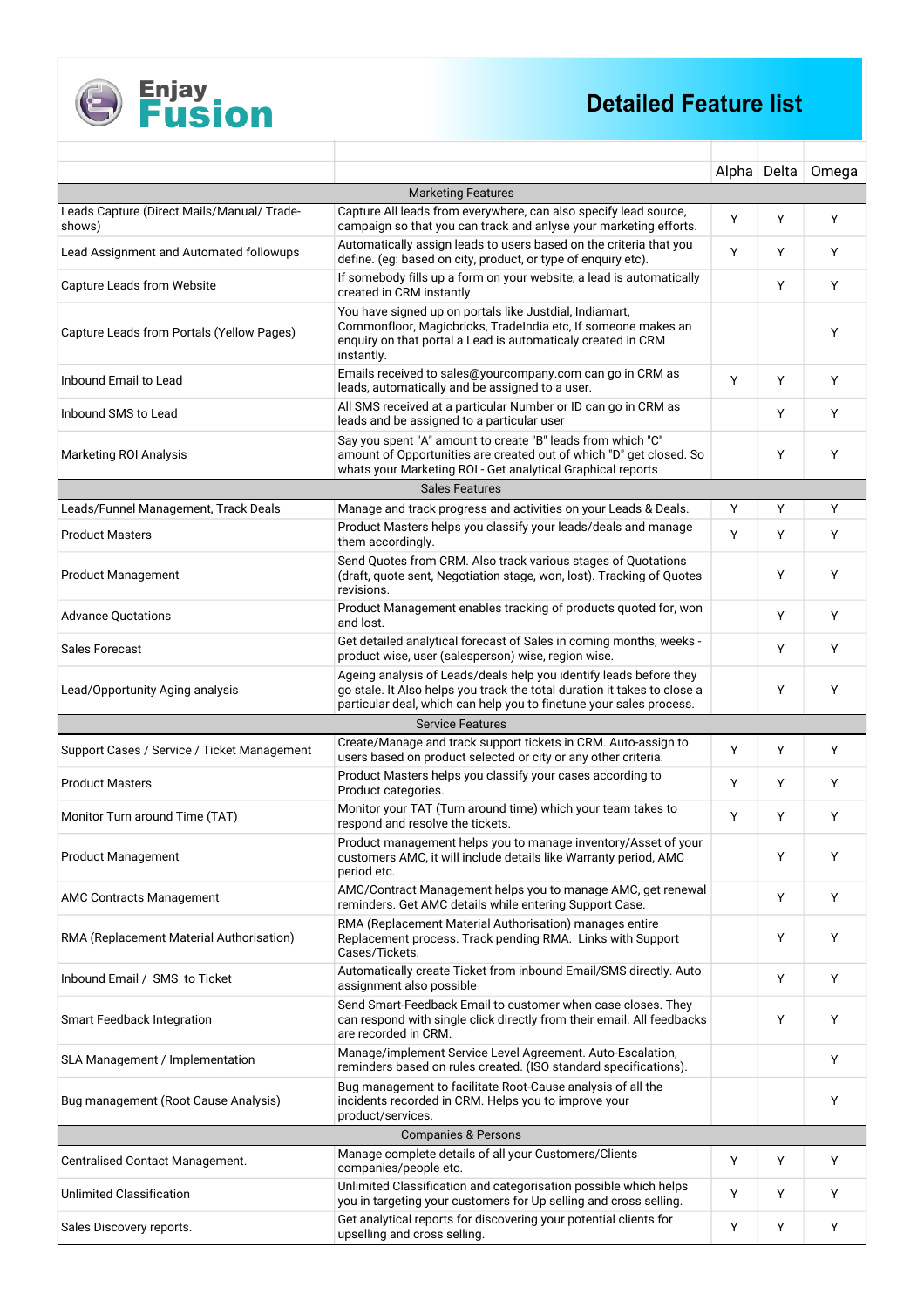# Enjay Fusion

## Detailed Feature list

| | | Alpha | Delta | Omega |
|---|---|---|---|---|
| | Marketing Features | | | |
| Leads Capture (Direct Mails/Manual/ Trade-shows) | Capture All leads from everywhere, can also specify lead source, campaign so that you can track and anlyse your marketing efforts. | Y | Y | Y |
| Lead Assignment and Automated followups | Automatically assign leads to users based on the criteria that you define. (eg: based on city, product, or type of enquiry etc). | Y | Y | Y |
| Capture Leads from Website | If somebody fills up a form on your website, a lead is automatically created in CRM instantly. | | Y | Y |
| Capture Leads from Portals (Yellow Pages) | You have signed up on portals like Justdial, Indiamart, Commonfloor, Magicbricks, TradeIndia etc, If someone makes an enquiry on that portal a Lead is automaticaly created in CRM instantly. | | | Y |
| Inbound Email to Lead | Emails received to sales@yourcompany.com can go in CRM as leads, automatically and be assigned to a user. | Y | Y | Y |
| Inbound SMS to Lead | All SMS received at a particular Number or ID can go in CRM as leads and be assigned to a particular user | | Y | Y |
| Marketing ROI Analysis | Say you spent "A" amount to create "B" leads from which "C" amount of Opportunities are created out of which "D" get closed. So whats your Marketing ROI - Get analytical Graphical reports | | Y | Y |
| | Sales Features | | | |
| Leads/Funnel Management, Track Deals | Manage and track progress and activities on your Leads & Deals. | Y | Y | Y |
| Product Masters | Product Masters helps you classify your leads/deals and manage them accordingly. | Y | Y | Y |
| Product Management | Send Quotes from CRM. Also track various stages of Quotations (draft, quote sent, Negotiation stage, won, lost). Tracking of Quotes revisions. | | Y | Y |
| Advance Quotations | Product Management enables tracking of products quoted for, won and lost. | | Y | Y |
| Sales Forecast | Get detailed analytical forecast of Sales in coming months, weeks - product wise, user (salesperson) wise, region wise. | | Y | Y |
| Lead/Opportunity Aging analysis | Ageing analysis of Leads/deals help you identify leads before they go stale. It Also helps you track the total duration it takes to close a particular deal, which can help you to finetune your sales process. | | Y | Y |
| | Service Features | | | |
| Support Cases / Service / Ticket Management | Create/Manage and track support tickets in CRM. Auto-assign to users based on product selected or city or any other criteria. | Y | Y | Y |
| Product Masters | Product Masters helps you classify your cases according to Product categories. | Y | Y | Y |
| Monitor Turn around Time (TAT) | Monitor your TAT (Turn around time) which your team takes to respond and resolve the tickets. | Y | Y | Y |
| Product Management | Product management helps you to manage inventory/Asset of your customers AMC, it will include details like Warranty period, AMC period etc. | | Y | Y |
| AMC Contracts Management | AMC/Contract Management helps you to manage AMC, get renewal reminders. Get AMC details while entering Support Case. | | Y | Y |
| RMA (Replacement Material Authorisation) | RMA (Replacement Material Authorisation) manages entire Replacement process. Track pending RMA. Links with Support Cases/Tickets. | | Y | Y |
| Inbound Email / SMS to Ticket | Automatically create Ticket from inbound Email/SMS directly. Auto assignment also possible | | Y | Y |
| Smart Feedback Integration | Send Smart-Feedback Email to customer when case closes. They can respond with single click directly from their email. All feedbacks are recorded in CRM. | | Y | Y |
| SLA Management / Implementation | Manage/implement Service Level Agreement. Auto-Escalation, reminders based on rules created. (ISO standard specifications). | | | Y |
| Bug management (Root Cause Analysis) | Bug management to facilitate Root-Cause analysis of all the incidents recorded in CRM. Helps you to improve your product/services. | | | Y |
| | Companies & Persons | | | |
| Centralised Contact Management. | Manage complete details of all your Customers/Clients companies/people etc. | Y | Y | Y |
| Unlimited Classification | Unlimited Classification and categorisation possible which helps you in targeting your customers for Up selling and cross selling. | Y | Y | Y |
| Sales Discovery reports. | Get analytical reports for discovering your potential clients for upselling and cross selling. | Y | Y | Y |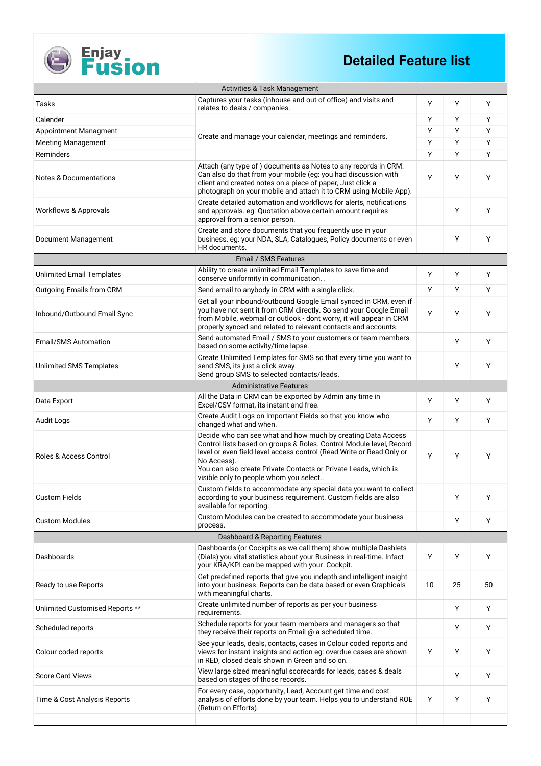Enjay Fusion

# Detailed Feature list

| Feature | Description | | | |
|---|---|---|---|---|
| **Activities & Task Management** | | | | |
| Tasks | Captures your tasks (inhouse and out of office) and visits and relates to deals / companies. | Y | Y | Y |
| Calender | Create and manage your calendar, meetings and reminders. | Y | Y | Y |
| Appointment Managment | | Y | Y | Y |
| Meeting Management | | Y | Y | Y |
| Reminders | | Y | Y | Y |
| Notes & Documentations | Attach (any type of ) documents as Notes to any records in CRM. Can also do that from your mobile (eg: you had discussion with client and created notes on a piece of paper, Just click a photograph on your mobile and attach it to CRM using Mobile App). | Y | Y | Y |
| Workflows & Approvals | Create detailed automation and workflows for alerts, notifications and approvals. eg: Quotation above certain amount requires approval from a senior person. | | Y | Y |
| Document Management | Create and store documents that you frequently use in your business. eg: your NDA, SLA, Catalogues, Policy documents or even HR documents. | | Y | Y |
| **Email / SMS Features** | | | | |
| Unlimited Email Templates | Ability to create unlimited Email Templates to save time and conserve uniformity in communication. . | Y | Y | Y |
| Outgoing Emails from CRM | Send email to anybody in CRM with a single click. | Y | Y | Y |
| Inbound/Outbound Email Sync | Get all your inbound/outbound Google Email synced in CRM, even if you have not sent it from CRM directly. So send your Google Email from Mobile, webmail or outlook - dont worry, it will appear in CRM properly synced and related to relevant contacts and accounts. | Y | Y | Y |
| Email/SMS Automation | Send automated Email / SMS to your customers or team members based on some activity/time lapse. | | Y | Y |
| Unlimited SMS Templates | Create Unlimited Templates for SMS so that every time you want to send SMS, its just a click away. Send group SMS to selected contacts/leads. | | Y | Y |
| **Administrative Features** | | | | |
| Data Export | All the Data in CRM can be exported by Admin any time in Excel/CSV format, its instant and free. | Y | Y | Y |
| Audit Logs | Create Audit Logs on Important Fields so that you know who changed what and when. | Y | Y | Y |
| Roles & Access Control | Decide who can see what and how much by creating Data Access Control lists based on groups & Roles. Control Module level, Record level or even field level access control (Read Write or Read Only or No Access). You can also create Private Contacts or Private Leads, which is visible only to people whom you select.. | Y | Y | Y |
| Custom Fields | Custom fields to accommodate any special data you want to collect according to your business requirement. Custom fields are also available for reporting. | | Y | Y |
| Custom Modules | Custom Modules can be created to accommodate your business process. | | Y | Y |
| **Dashboard & Reporting Features** | | | | |
| Dashboards | Dashboards (or Cockpits as we call them) show multiple Dashlets (Dials) you vital statistics about your Business in real-time. Infact your KRA/KPI can be mapped with your Cockpit. | Y | Y | Y |
| Ready to use Reports | Get predefined reports that give you indepth and intelligent insight into your business. Reports can be data based or even Graphicals with meaningful charts. | 10 | 25 | 50 |
| Unlimited Customised Reports ** | Create unlimited number of reports as per your business requirements. | | Y | Y |
| Scheduled reports | Schedule reports for your team members and managers so that they receive their reports on Email @ a scheduled time. | | Y | Y |
| Colour coded reports | See your leads, deals, contacts, cases in Colour coded reports and views for instant insights and action eg: overdue cases are shown in RED, closed deals shown in Green and so on. | Y | Y | Y |
| Score Card Views | View large sized meaningful scorecards for leads, cases & deals based on stages of those records. | | Y | Y |
| Time & Cost Analysis Reports | For every case, opportunity, Lead, Account get time and cost analysis of efforts done by your team. Helps you to understand ROE (Return on Efforts). | Y | Y | Y |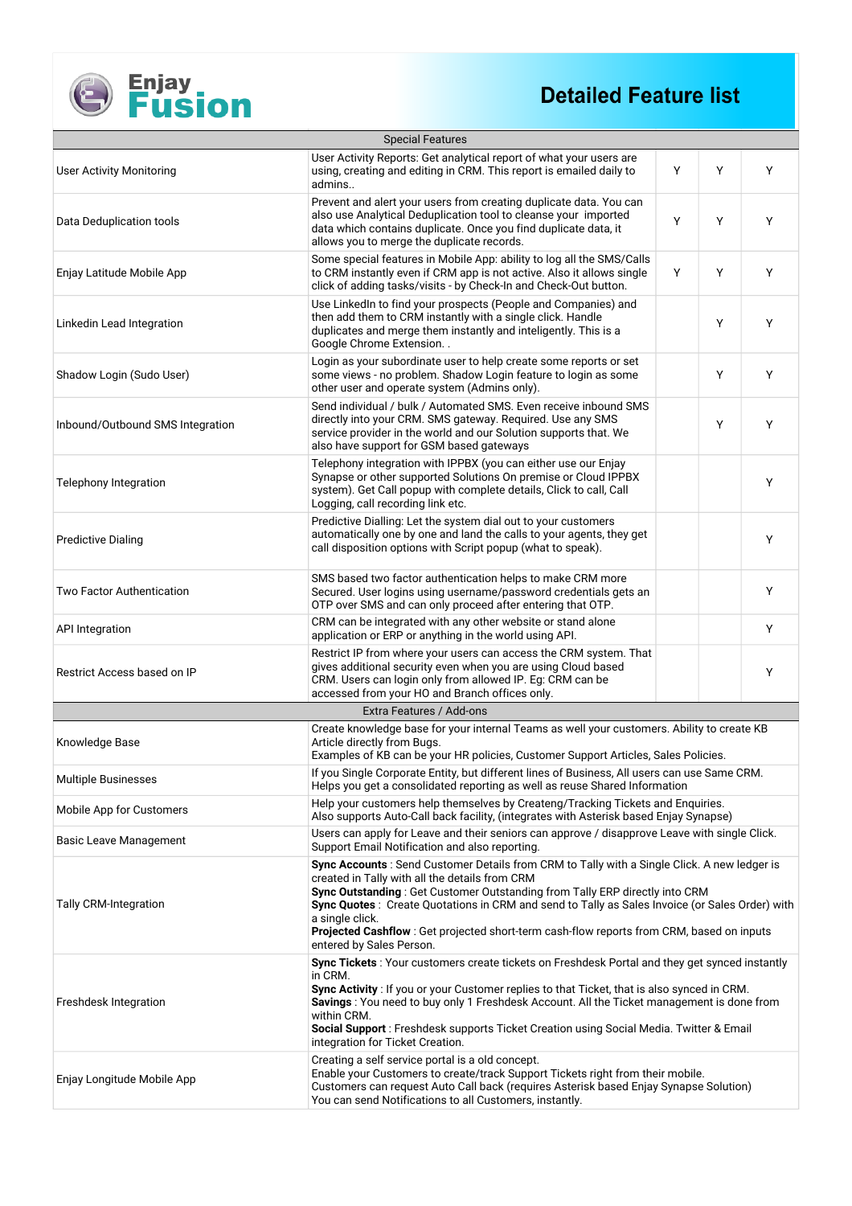# Detailed Feature list

| Special Features | | | | |
|---|---|---|---|---|
| User Activity Monitoring | User Activity Reports: Get analytical report of what your users are using, creating and editing in CRM. This report is emailed daily to admins.. | Y | Y | Y |
| Data Deduplication tools | Prevent and alert your users from creating duplicate data. You can also use Analytical Deduplication tool to cleanse your imported data which contains duplicate. Once you find duplicate data, it allows you to merge the duplicate records. | Y | Y | Y |
| Enjay Latitude Mobile App | Some special features in Mobile App: ability to log all the SMS/Calls to CRM instantly even if CRM app is not active. Also it allows single click of adding tasks/visits - by Check-In and Check-Out button. | Y | Y | Y |
| Linkedin Lead Integration | Use LinkedIn to find your prospects (People and Companies) and then add them to CRM instantly with a single click. Handle duplicates and merge them instantly and inteligently. This is a Google Chrome Extension. . | | Y | Y |
| Shadow Login (Sudo User) | Login as your subordinate user to help create some reports or set some views - no problem. Shadow Login feature to login as some other user and operate system (Admins only). | | Y | Y |
| Inbound/Outbound SMS Integration | Send individual / bulk / Automated SMS. Even receive inbound SMS directly into your CRM. SMS gateway. Required. Use any SMS service provider in the world and our Solution supports that. We also have support for GSM based gateways | | Y | Y |
| Telephony Integration | Telephony integration with IPPBX (you can either use our Enjay Synapse or other supported Solutions On premise or Cloud IPPBX system). Get Call popup with complete details, Click to call, Call Logging, call recording link etc. | | | Y |
| Predictive Dialing | Predictive Dialling: Let the system dial out to your customers automatically one by one and land the calls to your agents, they get call disposition options with Script popup (what to speak). | | | Y |
| Two Factor Authentication | SMS based two factor authentication helps to make CRM more Secured. User logins using username/password credentials gets an OTP over SMS and can only proceed after entering that OTP. | | | Y |
| API Integration | CRM can be integrated with any other website or stand alone application or ERP or anything in the world using API. | | | Y |
| Restrict Access based on IP | Restrict IP from where your users can access the CRM system. That gives additional security even when you are using Cloud based CRM. Users can login only from allowed IP. Eg: CRM can be accessed from your HO and Branch offices only. | | | Y |

| Extra Features / Add-ons | |
|---|---|
| Knowledge Base | Create knowledge base for your internal Teams as well your customers. Ability to create KB Article directly from Bugs.<br>Examples of KB can be your HR policies, Customer Support Articles, Sales Policies. |
| Multiple Businesses | If you Single Corporate Entity, but different lines of Business, All users can use Same CRM. Helps you get a consolidated reporting as well as reuse Shared Information |
| Mobile App for Customers | Help your customers help themselves by Createng/Tracking Tickets and Enquiries.<br>Also supports Auto-Call back facility, (integrates with Asterisk based Enjay Synapse) |
| Basic Leave Management | Users can apply for Leave and their seniors can approve / disapprove Leave with single Click. Support Email Notification and also reporting. |
| Tally CRM-Integration | **Sync Accounts** : Send Customer Details from CRM to Tally with a Single Click. A new ledger is created in Tally with all the details from CRM<br>**Sync Outstanding** : Get Customer Outstanding from Tally ERP directly into CRM<br>**Sync Quotes** : Create Quotations in CRM and send to Tally as Sales Invoice (or Sales Order) with a single click.<br>**Projected Cashflow** : Get projected short-term cash-flow reports from CRM, based on inputs entered by Sales Person. |
| Freshdesk Integration | **Sync Tickets** : Your customers create tickets on Freshdesk Portal and they get synced instantly in CRM.<br>**Sync Activity** : If you or your Customer replies to that Ticket, that is also synced in CRM.<br>**Savings** : You need to buy only 1 Freshdesk Account. All the Ticket management is done from within CRM.<br>**Social Support** : Freshdesk supports Ticket Creation using Social Media. Twitter & Email integration for Ticket Creation. |
| Enjay Longitude Mobile App | Creating a self service portal is a old concept.<br>Enable your Customers to create/track Support Tickets right from their mobile.<br>Customers can request Auto Call back (requires Asterisk based Enjay Synapse Solution)<br>You can send Notifications to all Customers, instantly. |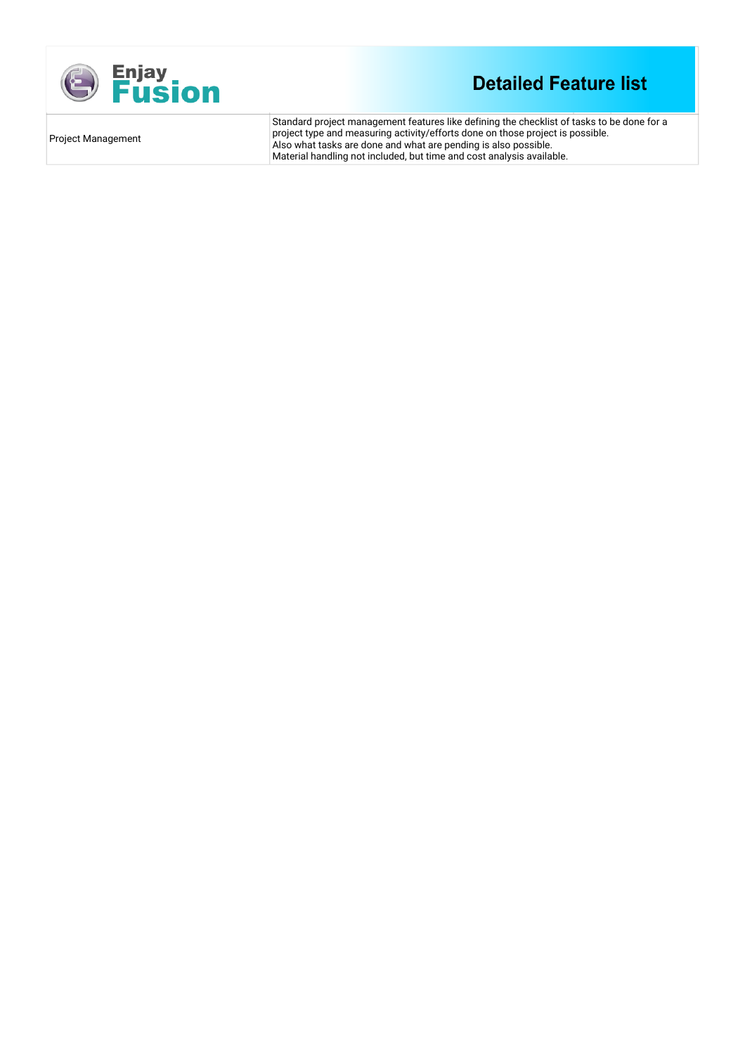# Detailed Feature list

| | |
|---|---|
| Project Management | Standard project management features like defining the checklist of tasks to be done for a project type and measuring activity/efforts done on those project is possible.<br>Also what tasks are done and what are pending is also possible.<br>Material handling not included, but time and cost analysis available. |